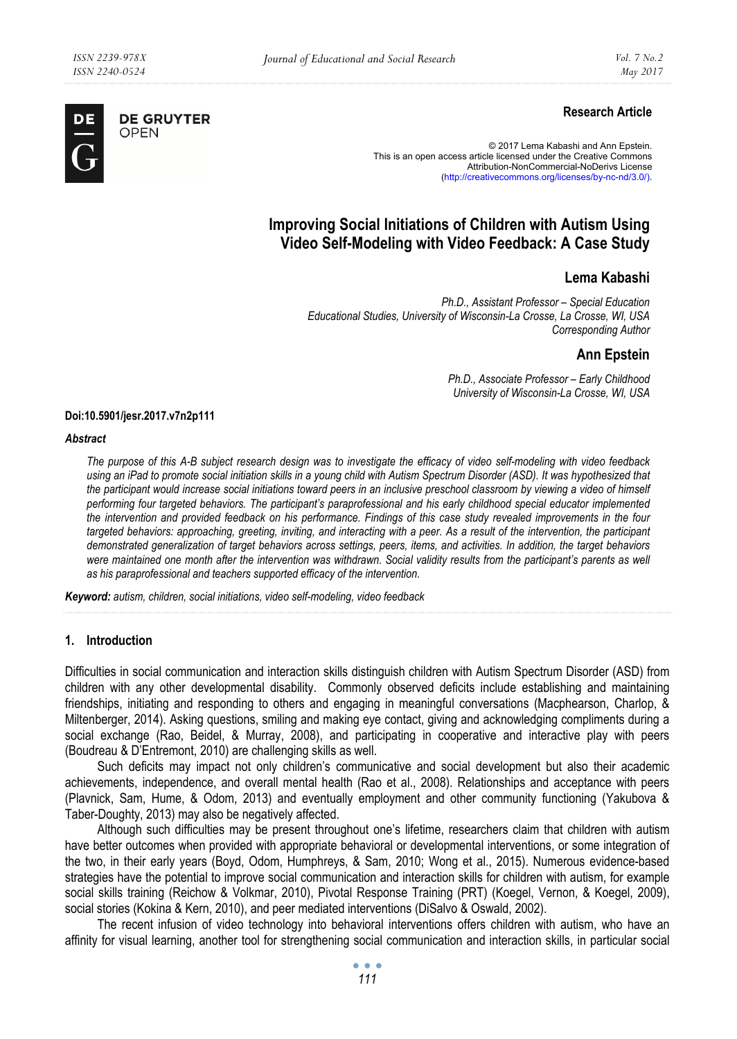**Research Article**

© 2017 Lema Kabashi and Ann Epstein.
This is an open access article licensed under the Creative Commons Attribution-NonCommercial-NoDerivs License (http://creativecommons.org/licenses/by-nc-nd/3.0/).

# Improving Social Initiations of Children with Autism Using Video Self-Modeling with Video Feedback: A Case Study

## Lema Kabashi

*Ph.D., Assistant Professor – Special Education*
*Educational Studies, University of Wisconsin-La Crosse, La Crosse, WI, USA*
*Corresponding Author*

## Ann Epstein

*Ph.D., Associate Professor – Early Childhood*
*University of Wisconsin-La Crosse, WI, USA*

**Doi:10.5901/jesr.2017.v7n2p111**

***Abstract***

*The purpose of this A-B subject research design was to investigate the efficacy of video self-modeling with video feedback using an iPad to promote social initiation skills in a young child with Autism Spectrum Disorder (ASD). It was hypothesized that the participant would increase social initiations toward peers in an inclusive preschool classroom by viewing a video of himself performing four targeted behaviors. The participant's paraprofessional and his early childhood special educator implemented the intervention and provided feedback on his performance. Findings of this case study revealed improvements in the four targeted behaviors: approaching, greeting, inviting, and interacting with a peer. As a result of the intervention, the participant demonstrated generalization of target behaviors across settings, peers, items, and activities. In addition, the target behaviors were maintained one month after the intervention was withdrawn. Social validity results from the participant's parents as well as his paraprofessional and teachers supported efficacy of the intervention.*

***Keyword:*** *autism, children, social initiations, video self-modeling, video feedback*

## 1. Introduction

Difficulties in social communication and interaction skills distinguish children with Autism Spectrum Disorder (ASD) from children with any other developmental disability. Commonly observed deficits include establishing and maintaining friendships, initiating and responding to others and engaging in meaningful conversations (Macphearson, Charlop, & Miltenberger, 2014). Asking questions, smiling and making eye contact, giving and acknowledging compliments during a social exchange (Rao, Beidel, & Murray, 2008), and participating in cooperative and interactive play with peers (Boudreau & D'Entremont, 2010) are challenging skills as well.

Such deficits may impact not only children's communicative and social development but also their academic achievements, independence, and overall mental health (Rao et al., 2008). Relationships and acceptance with peers (Plavnick, Sam, Hume, & Odom, 2013) and eventually employment and other community functioning (Yakubova & Taber-Doughty, 2013) may also be negatively affected.

Although such difficulties may be present throughout one's lifetime, researchers claim that children with autism have better outcomes when provided with appropriate behavioral or developmental interventions, or some integration of the two, in their early years (Boyd, Odom, Humphreys, & Sam, 2010; Wong et al., 2015). Numerous evidence-based strategies have the potential to improve social communication and interaction skills for children with autism, for example social skills training (Reichow & Volkmar, 2010), Pivotal Response Training (PRT) (Koegel, Vernon, & Koegel, 2009), social stories (Kokina & Kern, 2010), and peer mediated interventions (DiSalvo & Oswald, 2002).

The recent infusion of video technology into behavioral interventions offers children with autism, who have an affinity for visual learning, another tool for strengthening social communication and interaction skills, in particular social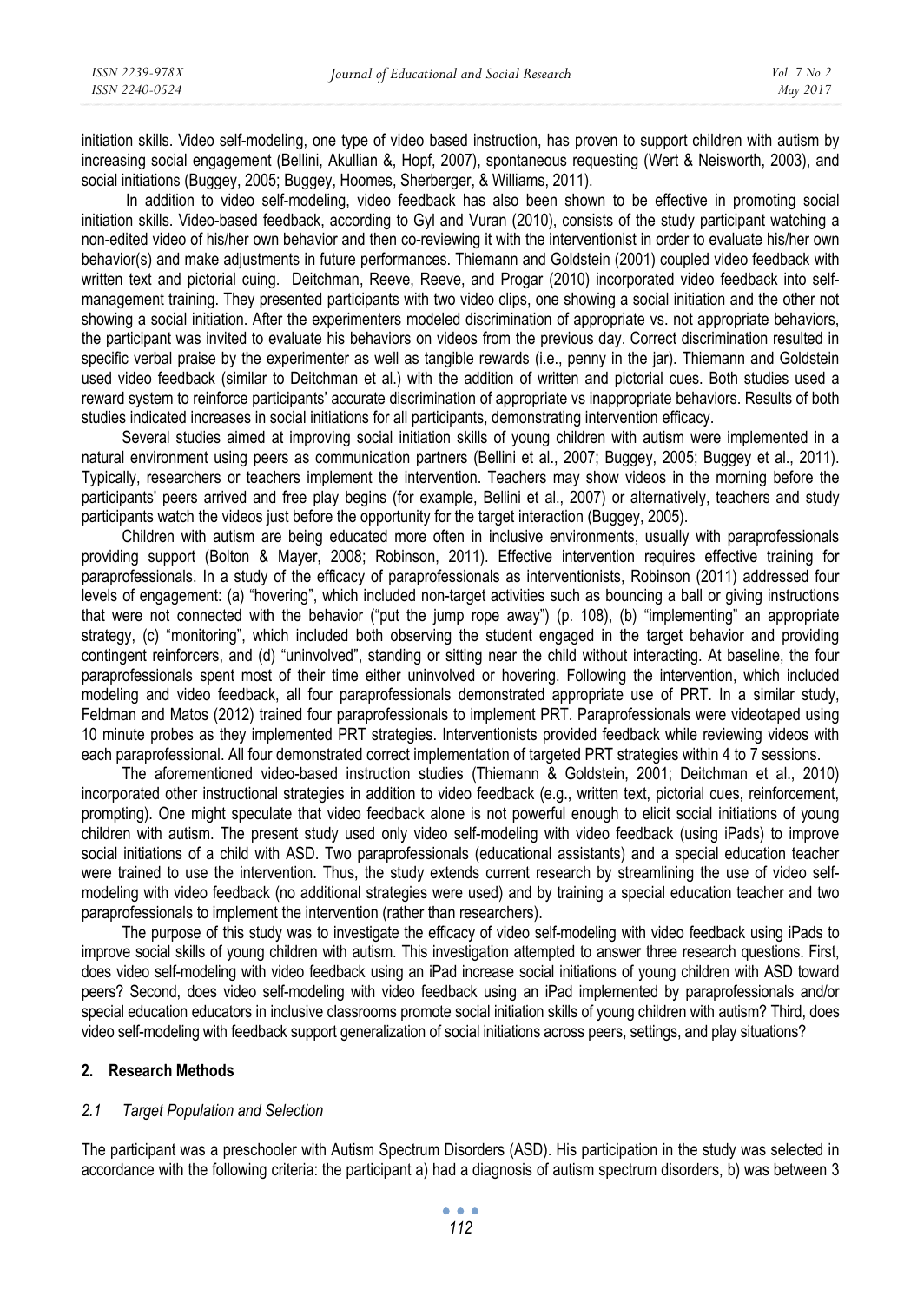initiation skills. Video self-modeling, one type of video based instruction, has proven to support children with autism by increasing social engagement (Bellini, Akullian &, Hopf, 2007), spontaneous requesting (Wert & Neisworth, 2003), and social initiations (Buggey, 2005; Buggey, Hoomes, Sherberger, & Williams, 2011).

In addition to video self-modeling, video feedback has also been shown to be effective in promoting social initiation skills. Video-based feedback, according to Gyl and Vuran (2010), consists of the study participant watching a non-edited video of his/her own behavior and then co-reviewing it with the interventionist in order to evaluate his/her own behavior(s) and make adjustments in future performances. Thiemann and Goldstein (2001) coupled video feedback with written text and pictorial cuing. Deitchman, Reeve, Reeve, and Progar (2010) incorporated video feedback into self-management training. They presented participants with two video clips, one showing a social initiation and the other not showing a social initiation. After the experimenters modeled discrimination of appropriate vs. not appropriate behaviors, the participant was invited to evaluate his behaviors on videos from the previous day. Correct discrimination resulted in specific verbal praise by the experimenter as well as tangible rewards (i.e., penny in the jar). Thiemann and Goldstein used video feedback (similar to Deitchman et al.) with the addition of written and pictorial cues. Both studies used a reward system to reinforce participants' accurate discrimination of appropriate vs inappropriate behaviors. Results of both studies indicated increases in social initiations for all participants, demonstrating intervention efficacy.

Several studies aimed at improving social initiation skills of young children with autism were implemented in a natural environment using peers as communication partners (Bellini et al., 2007; Buggey, 2005; Buggey et al., 2011). Typically, researchers or teachers implement the intervention. Teachers may show videos in the morning before the participants' peers arrived and free play begins (for example, Bellini et al., 2007) or alternatively, teachers and study participants watch the videos just before the opportunity for the target interaction (Buggey, 2005).

Children with autism are being educated more often in inclusive environments, usually with paraprofessionals providing support (Bolton & Mayer, 2008; Robinson, 2011). Effective intervention requires effective training for paraprofessionals. In a study of the efficacy of paraprofessionals as interventionists, Robinson (2011) addressed four levels of engagement: (a) "hovering", which included non-target activities such as bouncing a ball or giving instructions that were not connected with the behavior ("put the jump rope away") (p. 108), (b) "implementing" an appropriate strategy, (c) "monitoring", which included both observing the student engaged in the target behavior and providing contingent reinforcers, and (d) "uninvolved", standing or sitting near the child without interacting. At baseline, the four paraprofessionals spent most of their time either uninvolved or hovering. Following the intervention, which included modeling and video feedback, all four paraprofessionals demonstrated appropriate use of PRT. In a similar study, Feldman and Matos (2012) trained four paraprofessionals to implement PRT. Paraprofessionals were videotaped using 10 minute probes as they implemented PRT strategies. Interventionists provided feedback while reviewing videos with each paraprofessional. All four demonstrated correct implementation of targeted PRT strategies within 4 to 7 sessions.

The aforementioned video-based instruction studies (Thiemann & Goldstein, 2001; Deitchman et al., 2010) incorporated other instructional strategies in addition to video feedback (e.g., written text, pictorial cues, reinforcement, prompting). One might speculate that video feedback alone is not powerful enough to elicit social initiations of young children with autism. The present study used only video self-modeling with video feedback (using iPads) to improve social initiations of a child with ASD. Two paraprofessionals (educational assistants) and a special education teacher were trained to use the intervention. Thus, the study extends current research by streamlining the use of video self-modeling with video feedback (no additional strategies were used) and by training a special education teacher and two paraprofessionals to implement the intervention (rather than researchers).

The purpose of this study was to investigate the efficacy of video self-modeling with video feedback using iPads to improve social skills of young children with autism. This investigation attempted to answer three research questions. First, does video self-modeling with video feedback using an iPad increase social initiations of young children with ASD toward peers? Second, does video self-modeling with video feedback using an iPad implemented by paraprofessionals and/or special education educators in inclusive classrooms promote social initiation skills of young children with autism? Third, does video self-modeling with feedback support generalization of social initiations across peers, settings, and play situations?

## 2. Research Methods

### *2.1 Target Population and Selection*

The participant was a preschooler with Autism Spectrum Disorders (ASD). His participation in the study was selected in accordance with the following criteria: the participant a) had a diagnosis of autism spectrum disorders, b) was between 3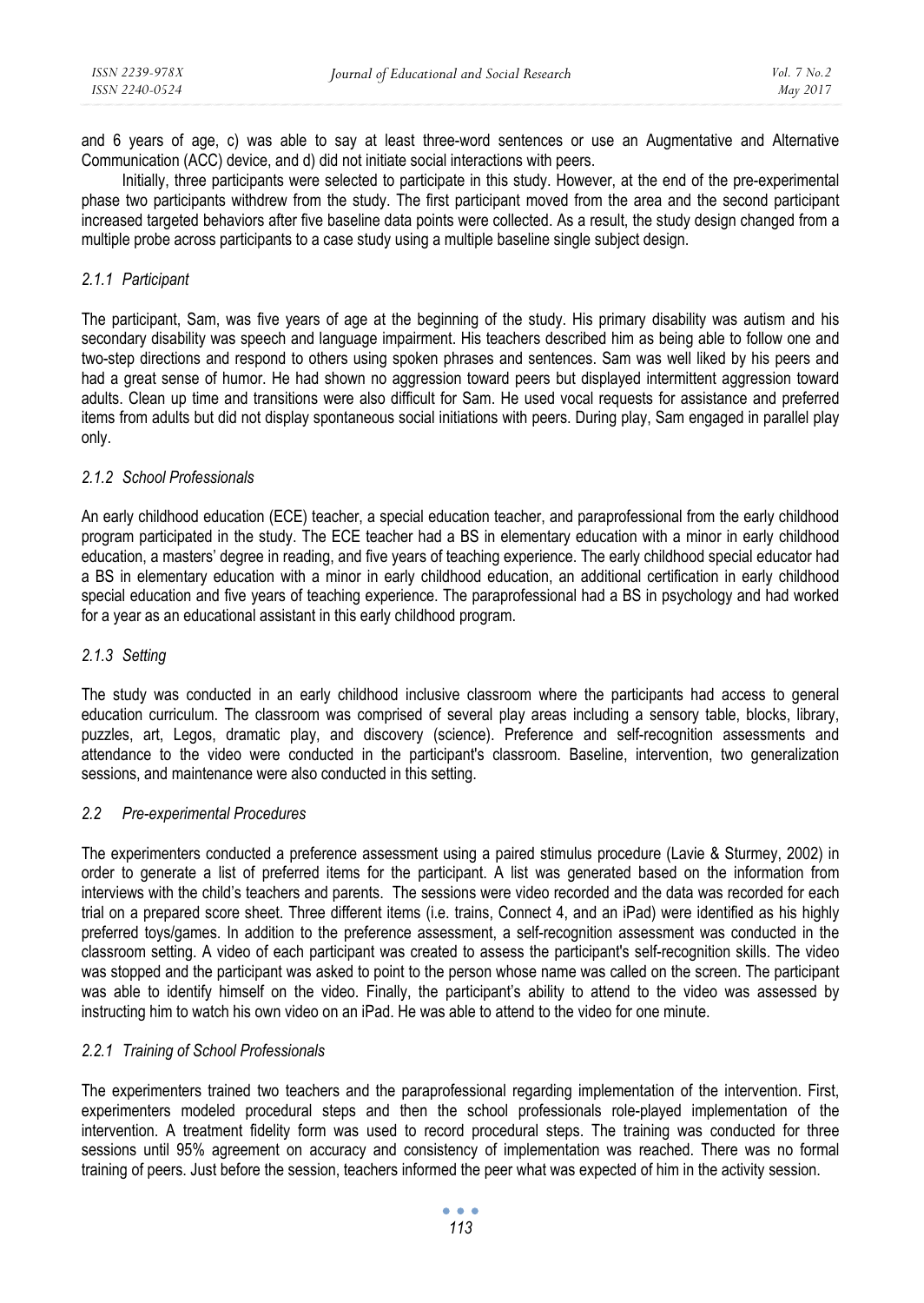and 6 years of age, c) was able to say at least three-word sentences or use an Augmentative and Alternative Communication (ACC) device, and d) did not initiate social interactions with peers.

Initially, three participants were selected to participate in this study. However, at the end of the pre-experimental phase two participants withdrew from the study. The first participant moved from the area and the second participant increased targeted behaviors after five baseline data points were collected. As a result, the study design changed from a multiple probe across participants to a case study using a multiple baseline single subject design.

#### *2.1.1 Participant*

The participant, Sam, was five years of age at the beginning of the study. His primary disability was autism and his secondary disability was speech and language impairment. His teachers described him as being able to follow one and two-step directions and respond to others using spoken phrases and sentences. Sam was well liked by his peers and had a great sense of humor. He had shown no aggression toward peers but displayed intermittent aggression toward adults. Clean up time and transitions were also difficult for Sam. He used vocal requests for assistance and preferred items from adults but did not display spontaneous social initiations with peers. During play, Sam engaged in parallel play only.

#### *2.1.2 School Professionals*

An early childhood education (ECE) teacher, a special education teacher, and paraprofessional from the early childhood program participated in the study. The ECE teacher had a BS in elementary education with a minor in early childhood education, a masters' degree in reading, and five years of teaching experience. The early childhood special educator had a BS in elementary education with a minor in early childhood education, an additional certification in early childhood special education and five years of teaching experience. The paraprofessional had a BS in psychology and had worked for a year as an educational assistant in this early childhood program.

#### *2.1.3 Setting*

The study was conducted in an early childhood inclusive classroom where the participants had access to general education curriculum. The classroom was comprised of several play areas including a sensory table, blocks, library, puzzles, art, Legos, dramatic play, and discovery (science). Preference and self-recognition assessments and attendance to the video were conducted in the participant's classroom. Baseline, intervention, two generalization sessions, and maintenance were also conducted in this setting.

### *2.2 Pre-experimental Procedures*

The experimenters conducted a preference assessment using a paired stimulus procedure (Lavie & Sturmey, 2002) in order to generate a list of preferred items for the participant. A list was generated based on the information from interviews with the child's teachers and parents. The sessions were video recorded and the data was recorded for each trial on a prepared score sheet. Three different items (i.e. trains, Connect 4, and an iPad) were identified as his highly preferred toys/games. In addition to the preference assessment, a self-recognition assessment was conducted in the classroom setting. A video of each participant was created to assess the participant's self-recognition skills. The video was stopped and the participant was asked to point to the person whose name was called on the screen. The participant was able to identify himself on the video. Finally, the participant's ability to attend to the video was assessed by instructing him to watch his own video on an iPad. He was able to attend to the video for one minute.

#### *2.2.1 Training of School Professionals*

The experimenters trained two teachers and the paraprofessional regarding implementation of the intervention. First, experimenters modeled procedural steps and then the school professionals role-played implementation of the intervention. A treatment fidelity form was used to record procedural steps. The training was conducted for three sessions until 95% agreement on accuracy and consistency of implementation was reached. There was no formal training of peers. Just before the session, teachers informed the peer what was expected of him in the activity session.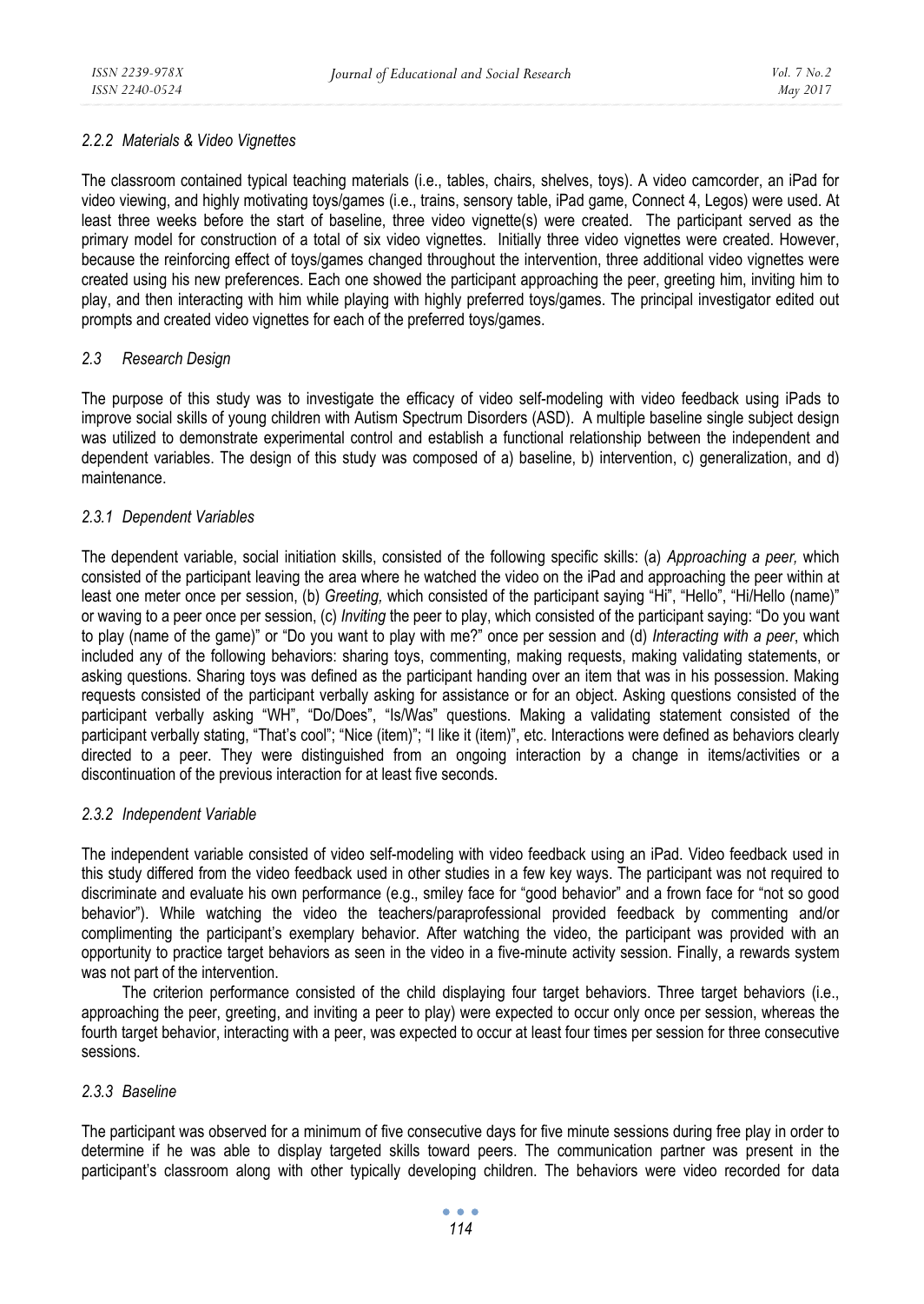#### 2.2.2 Materials & Video Vignettes

The classroom contained typical teaching materials (i.e., tables, chairs, shelves, toys). A video camcorder, an iPad for video viewing, and highly motivating toys/games (i.e., trains, sensory table, iPad game, Connect 4, Legos) were used. At least three weeks before the start of baseline, three video vignette(s) were created. The participant served as the primary model for construction of a total of six video vignettes. Initially three video vignettes were created. However, because the reinforcing effect of toys/games changed throughout the intervention, three additional video vignettes were created using his new preferences. Each one showed the participant approaching the peer, greeting him, inviting him to play, and then interacting with him while playing with highly preferred toys/games. The principal investigator edited out prompts and created video vignettes for each of the preferred toys/games.

### 2.3 Research Design

The purpose of this study was to investigate the efficacy of video self-modeling with video feedback using iPads to improve social skills of young children with Autism Spectrum Disorders (ASD). A multiple baseline single subject design was utilized to demonstrate experimental control and establish a functional relationship between the independent and dependent variables. The design of this study was composed of a) baseline, b) intervention, c) generalization, and d) maintenance.

#### 2.3.1 Dependent Variables

The dependent variable, social initiation skills, consisted of the following specific skills: (a) *Approaching a peer,* which consisted of the participant leaving the area where he watched the video on the iPad and approaching the peer within at least one meter once per session, (b) *Greeting,* which consisted of the participant saying "Hi", "Hello", "Hi/Hello (name)" or waving to a peer once per session, (c) *Inviting* the peer to play, which consisted of the participant saying: "Do you want to play (name of the game)" or "Do you want to play with me?" once per session and (d) *Interacting with a peer*, which included any of the following behaviors: sharing toys, commenting, making requests, making validating statements, or asking questions. Sharing toys was defined as the participant handing over an item that was in his possession. Making requests consisted of the participant verbally asking for assistance or for an object. Asking questions consisted of the participant verbally asking "WH", "Do/Does", "Is/Was" questions. Making a validating statement consisted of the participant verbally stating, "That's cool"; "Nice (item)"; "I like it (item)", etc. Interactions were defined as behaviors clearly directed to a peer. They were distinguished from an ongoing interaction by a change in items/activities or a discontinuation of the previous interaction for at least five seconds.

#### 2.3.2 Independent Variable

The independent variable consisted of video self-modeling with video feedback using an iPad. Video feedback used in this study differed from the video feedback used in other studies in a few key ways. The participant was not required to discriminate and evaluate his own performance (e.g., smiley face for "good behavior" and a frown face for "not so good behavior"). While watching the video the teachers/paraprofessional provided feedback by commenting and/or complimenting the participant's exemplary behavior. After watching the video, the participant was provided with an opportunity to practice target behaviors as seen in the video in a five-minute activity session. Finally, a rewards system was not part of the intervention.

The criterion performance consisted of the child displaying four target behaviors. Three target behaviors (i.e., approaching the peer, greeting, and inviting a peer to play) were expected to occur only once per session, whereas the fourth target behavior, interacting with a peer, was expected to occur at least four times per session for three consecutive sessions.

#### 2.3.3 Baseline

The participant was observed for a minimum of five consecutive days for five minute sessions during free play in order to determine if he was able to display targeted skills toward peers. The communication partner was present in the participant's classroom along with other typically developing children. The behaviors were video recorded for data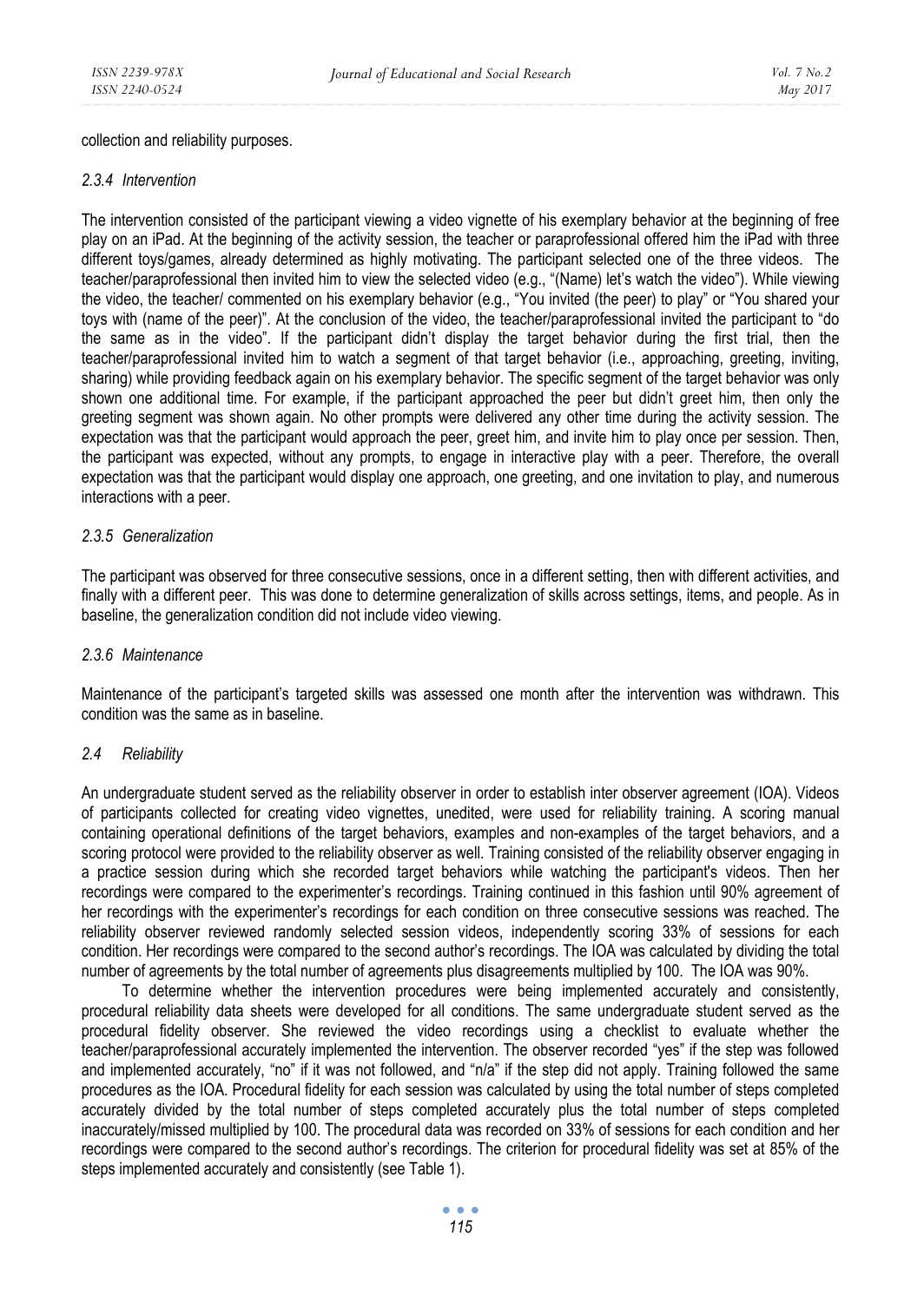collection and reliability purposes.

### *2.3.4 Intervention*

The intervention consisted of the participant viewing a video vignette of his exemplary behavior at the beginning of free play on an iPad. At the beginning of the activity session, the teacher or paraprofessional offered him the iPad with three different toys/games, already determined as highly motivating. The participant selected one of the three videos. The teacher/paraprofessional then invited him to view the selected video (e.g., "(Name) let's watch the video"). While viewing the video, the teacher/ commented on his exemplary behavior (e.g., "You invited (the peer) to play" or "You shared your toys with (name of the peer)". At the conclusion of the video, the teacher/paraprofessional invited the participant to "do the same as in the video". If the participant didn't display the target behavior during the first trial, then the teacher/paraprofessional invited him to watch a segment of that target behavior (i.e., approaching, greeting, inviting, sharing) while providing feedback again on his exemplary behavior. The specific segment of the target behavior was only shown one additional time. For example, if the participant approached the peer but didn't greet him, then only the greeting segment was shown again. No other prompts were delivered any other time during the activity session. The expectation was that the participant would approach the peer, greet him, and invite him to play once per session. Then, the participant was expected, without any prompts, to engage in interactive play with a peer. Therefore, the overall expectation was that the participant would display one approach, one greeting, and one invitation to play, and numerous interactions with a peer.

### *2.3.5 Generalization*

The participant was observed for three consecutive sessions, once in a different setting, then with different activities, and finally with a different peer. This was done to determine generalization of skills across settings, items, and people. As in baseline, the generalization condition did not include video viewing.

### *2.3.6 Maintenance*

Maintenance of the participant's targeted skills was assessed one month after the intervention was withdrawn. This condition was the same as in baseline.

## *2.4 Reliability*

An undergraduate student served as the reliability observer in order to establish inter observer agreement (IOA). Videos of participants collected for creating video vignettes, unedited, were used for reliability training. A scoring manual containing operational definitions of the target behaviors, examples and non-examples of the target behaviors, and a scoring protocol were provided to the reliability observer as well. Training consisted of the reliability observer engaging in a practice session during which she recorded target behaviors while watching the participant's videos. Then her recordings were compared to the experimenter's recordings. Training continued in this fashion until 90% agreement of her recordings with the experimenter's recordings for each condition on three consecutive sessions was reached. The reliability observer reviewed randomly selected session videos, independently scoring 33% of sessions for each condition. Her recordings were compared to the second author's recordings. The IOA was calculated by dividing the total number of agreements by the total number of agreements plus disagreements multiplied by 100. The IOA was 90%.

To determine whether the intervention procedures were being implemented accurately and consistently, procedural reliability data sheets were developed for all conditions. The same undergraduate student served as the procedural fidelity observer. She reviewed the video recordings using a checklist to evaluate whether the teacher/paraprofessional accurately implemented the intervention. The observer recorded "yes" if the step was followed and implemented accurately, "no" if it was not followed, and "n/a" if the step did not apply. Training followed the same procedures as the IOA. Procedural fidelity for each session was calculated by using the total number of steps completed accurately divided by the total number of steps completed accurately plus the total number of steps completed inaccurately/missed multiplied by 100. The procedural data was recorded on 33% of sessions for each condition and her recordings were compared to the second author's recordings. The criterion for procedural fidelity was set at 85% of the steps implemented accurately and consistently (see Table 1).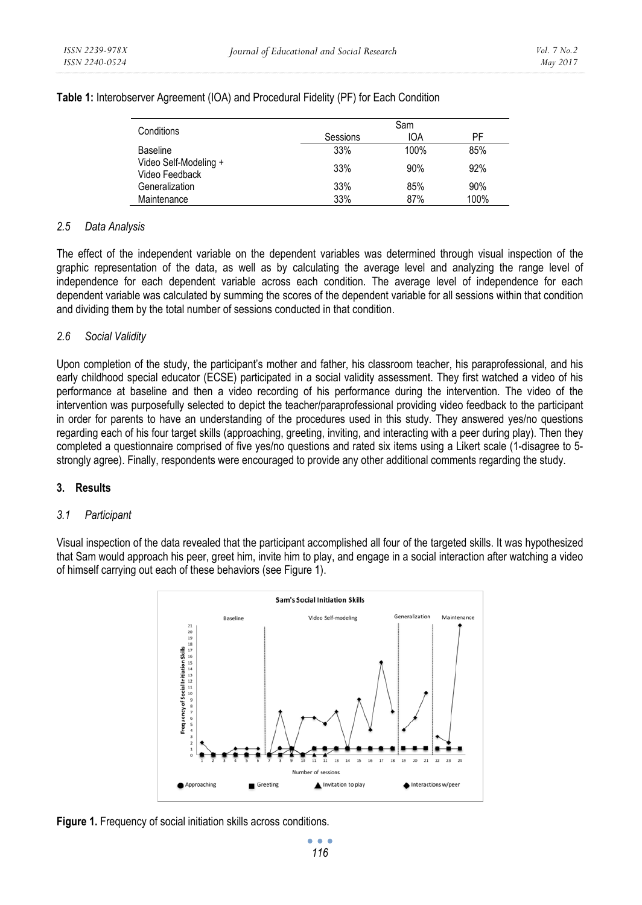**Table 1:** Interobserver Agreement (IOA) and Procedural Fidelity (PF) for Each Condition

| Conditions | Sam | | |
|---|---|---|---|
| | Sessions | IOA | PF |
| Baseline | 33% | 100% | 85% |
| Video Self-Modeling + Video Feedback | 33% | 90% | 92% |
| Generalization | 33% | 85% | 90% |
| Maintenance | 33% | 87% | 100% |

### *2.5 Data Analysis*

The effect of the independent variable on the dependent variables was determined through visual inspection of the graphic representation of the data, as well as by calculating the average level and analyzing the range level of independence for each dependent variable across each condition. The average level of independence for each dependent variable was calculated by summing the scores of the dependent variable for all sessions within that condition and dividing them by the total number of sessions conducted in that condition.

### *2.6 Social Validity*

Upon completion of the study, the participant's mother and father, his classroom teacher, his paraprofessional, and his early childhood special educator (ECSE) participated in a social validity assessment. They first watched a video of his performance at baseline and then a video recording of his performance during the intervention. The video of the intervention was purposefully selected to depict the teacher/paraprofessional providing video feedback to the participant in order for parents to have an understanding of the procedures used in this study. They answered yes/no questions regarding each of his four target skills (approaching, greeting, inviting, and interacting with a peer during play). Then they completed a questionnaire comprised of five yes/no questions and rated six items using a Likert scale (1-disagree to 5-strongly agree). Finally, respondents were encouraged to provide any other additional comments regarding the study.

## 3. Results

### *3.1 Participant*

Visual inspection of the data revealed that the participant accomplished all four of the targeted skills. It was hypothesized that Sam would approach his peer, greet him, invite him to play, and engage in a social interaction after watching a video of himself carrying out each of these behaviors (see Figure 1).

**Figure 1.** Frequency of social initiation skills across conditions.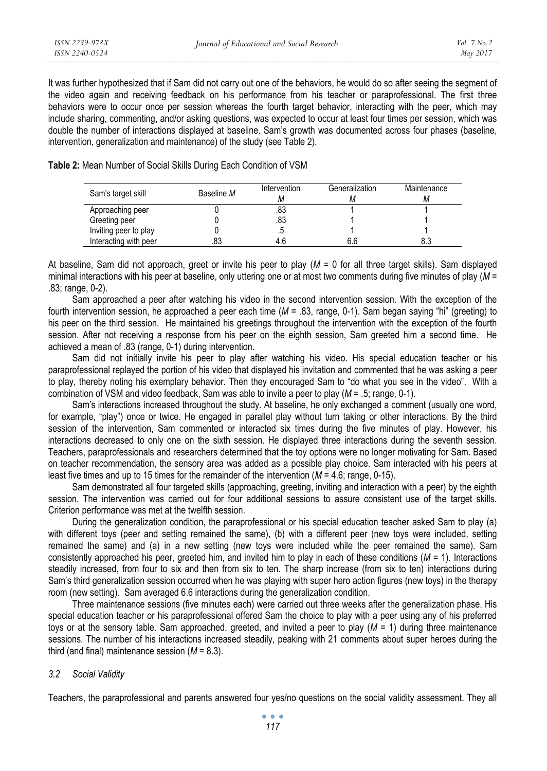It was further hypothesized that if Sam did not carry out one of the behaviors, he would do so after seeing the segment of the video again and receiving feedback on his performance from his teacher or paraprofessional. The first three behaviors were to occur once per session whereas the fourth target behavior, interacting with the peer, which may include sharing, commenting, and/or asking questions, was expected to occur at least four times per session, which was double the number of interactions displayed at baseline. Sam's growth was documented across four phases (baseline, intervention, generalization and maintenance) of the study (see Table 2).

**Table 2:** Mean Number of Social Skills During Each Condition of VSM

| Sam's target skill | Baseline *M* | Intervention *M* | Generalization *M* | Maintenance *M* |
|---|---|---|---|---|
| Approaching peer | 0 | .83 | 1 | 1 |
| Greeting peer | 0 | .83 | 1 | 1 |
| Inviting peer to play | 0 | .5 | 1 | 1 |
| Interacting with peer | .83 | 4.6 | 6.6 | 8.3 |

At baseline, Sam did not approach, greet or invite his peer to play ($M$ = 0 for all three target skills). Sam displayed minimal interactions with his peer at baseline, only uttering one or at most two comments during five minutes of play ($M$ = .83; range, 0-2).

Sam approached a peer after watching his video in the second intervention session. With the exception of the fourth intervention session, he approached a peer each time ($M$ = .83, range, 0-1). Sam began saying "hi" (greeting) to his peer on the third session. He maintained his greetings throughout the intervention with the exception of the fourth session. After not receiving a response from his peer on the eighth session, Sam greeted him a second time. He achieved a mean of .83 (range, 0-1) during intervention.

Sam did not initially invite his peer to play after watching his video. His special education teacher or his paraprofessional replayed the portion of his video that displayed his invitation and commented that he was asking a peer to play, thereby noting his exemplary behavior. Then they encouraged Sam to "do what you see in the video". With a combination of VSM and video feedback, Sam was able to invite a peer to play ($M$ = .5; range, 0-1).

Sam's interactions increased throughout the study. At baseline, he only exchanged a comment (usually one word, for example, "play") once or twice. He engaged in parallel play without turn taking or other interactions. By the third session of the intervention, Sam commented or interacted six times during the five minutes of play. However, his interactions decreased to only one on the sixth session. He displayed three interactions during the seventh session. Teachers, paraprofessionals and researchers determined that the toy options were no longer motivating for Sam. Based on teacher recommendation, the sensory area was added as a possible play choice. Sam interacted with his peers at least five times and up to 15 times for the remainder of the intervention ($M$ = 4.6; range, 0-15).

Sam demonstrated all four targeted skills (approaching, greeting, inviting and interaction with a peer) by the eighth session. The intervention was carried out for four additional sessions to assure consistent use of the target skills. Criterion performance was met at the twelfth session.

During the generalization condition, the paraprofessional or his special education teacher asked Sam to play (a) with different toys (peer and setting remained the same), (b) with a different peer (new toys were included, setting remained the same) and (a) in a new setting (new toys were included while the peer remained the same). Sam consistently approached his peer, greeted him, and invited him to play in each of these conditions ($M$ = 1). Interactions steadily increased, from four to six and then from six to ten. The sharp increase (from six to ten) interactions during Sam's third generalization session occurred when he was playing with super hero action figures (new toys) in the therapy room (new setting). Sam averaged 6.6 interactions during the generalization condition.

Three maintenance sessions (five minutes each) were carried out three weeks after the generalization phase. His special education teacher or his paraprofessional offered Sam the choice to play with a peer using any of his preferred toys or at the sensory table. Sam approached, greeted, and invited a peer to play ($M$ = 1) during three maintenance sessions. The number of his interactions increased steadily, peaking with 21 comments about super heroes during the third (and final) maintenance session ($M$ = 8.3).

### *3.2 Social Validity*

Teachers, the paraprofessional and parents answered four yes/no questions on the social validity assessment. They all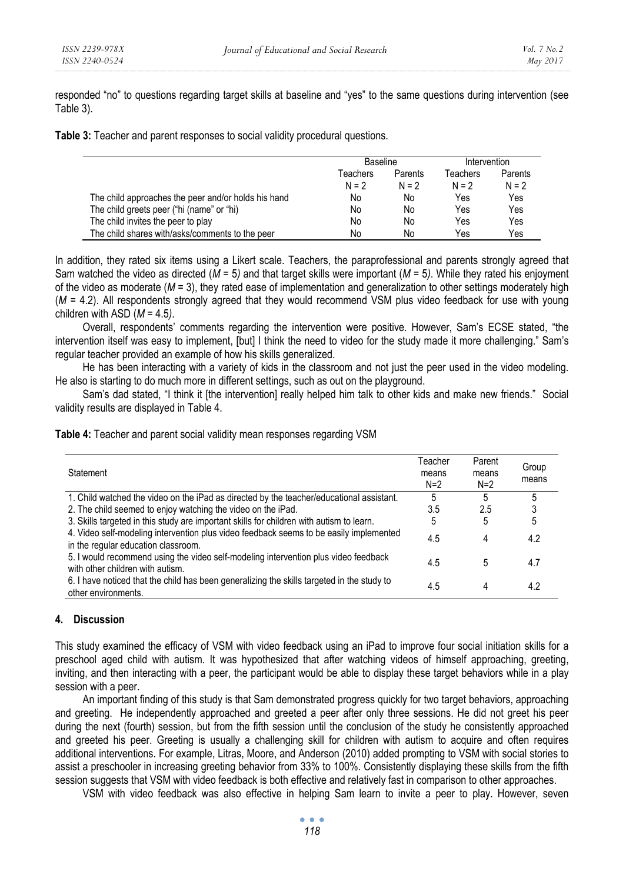responded "no" to questions regarding target skills at baseline and "yes" to the same questions during intervention (see Table 3).

**Table 3:** Teacher and parent responses to social validity procedural questions.

| | Baseline | | Intervention | |
|---|---|---|---|---|
| | Teachers N = 2 | Parents N = 2 | Teachers N = 2 | Parents N = 2 |
| The child approaches the peer and/or holds his hand | No | No | Yes | Yes |
| The child greets peer ("hi (name" or "hi) | No | No | Yes | Yes |
| The child invites the peer to play | No | No | Yes | Yes |
| The child shares with/asks/comments to the peer | No | No | Yes | Yes |

In addition, they rated six items using a Likert scale. Teachers, the paraprofessional and parents strongly agreed that Sam watched the video as directed ($M$ = 5*)* and that target skills were important ($M$ = 5*)*. While they rated his enjoyment of the video as moderate ($M$ = 3), they rated ease of implementation and generalization to other settings moderately high ($M$ = 4.2). All respondents strongly agreed that they would recommend VSM plus video feedback for use with young children with ASD ($M$ = 4.5*)*.

Overall, respondents' comments regarding the intervention were positive. However, Sam's ECSE stated, "the intervention itself was easy to implement, [but] I think the need to video for the study made it more challenging." Sam's regular teacher provided an example of how his skills generalized.

He has been interacting with a variety of kids in the classroom and not just the peer used in the video modeling. He also is starting to do much more in different settings, such as out on the playground.

Sam's dad stated, "I think it [the intervention] really helped him talk to other kids and make new friends." Social validity results are displayed in Table 4.

**Table 4:** Teacher and parent social validity mean responses regarding VSM

| Statement | Teacher means N=2 | Parent means N=2 | Group means |
|---|---|---|---|
| 1. Child watched the video on the iPad as directed by the teacher/educational assistant. | 5 | 5 | 5 |
| 2. The child seemed to enjoy watching the video on the iPad. | 3.5 | 2.5 | 3 |
| 3. Skills targeted in this study are important skills for children with autism to learn. | 5 | 5 | 5 |
| 4. Video self-modeling intervention plus video feedback seems to be easily implemented in the regular education classroom. | 4.5 | 4 | 4.2 |
| 5. I would recommend using the video self-modeling intervention plus video feedback with other children with autism. | 4.5 | 5 | 4.7 |
| 6. I have noticed that the child has been generalizing the skills targeted in the study to other environments. | 4.5 | 4 | 4.2 |

## 4. Discussion

This study examined the efficacy of VSM with video feedback using an iPad to improve four social initiation skills for a preschool aged child with autism. It was hypothesized that after watching videos of himself approaching, greeting, inviting, and then interacting with a peer, the participant would be able to display these target behaviors while in a play session with a peer.

An important finding of this study is that Sam demonstrated progress quickly for two target behaviors, approaching and greeting. He independently approached and greeted a peer after only three sessions. He did not greet his peer during the next (fourth) session, but from the fifth session until the conclusion of the study he consistently approached and greeted his peer. Greeting is usually a challenging skill for children with autism to acquire and often requires additional interventions. For example, Litras, Moore, and Anderson (2010) added prompting to VSM with social stories to assist a preschooler in increasing greeting behavior from 33% to 100%. Consistently displaying these skills from the fifth session suggests that VSM with video feedback is both effective and relatively fast in comparison to other approaches.

VSM with video feedback was also effective in helping Sam learn to invite a peer to play. However, seven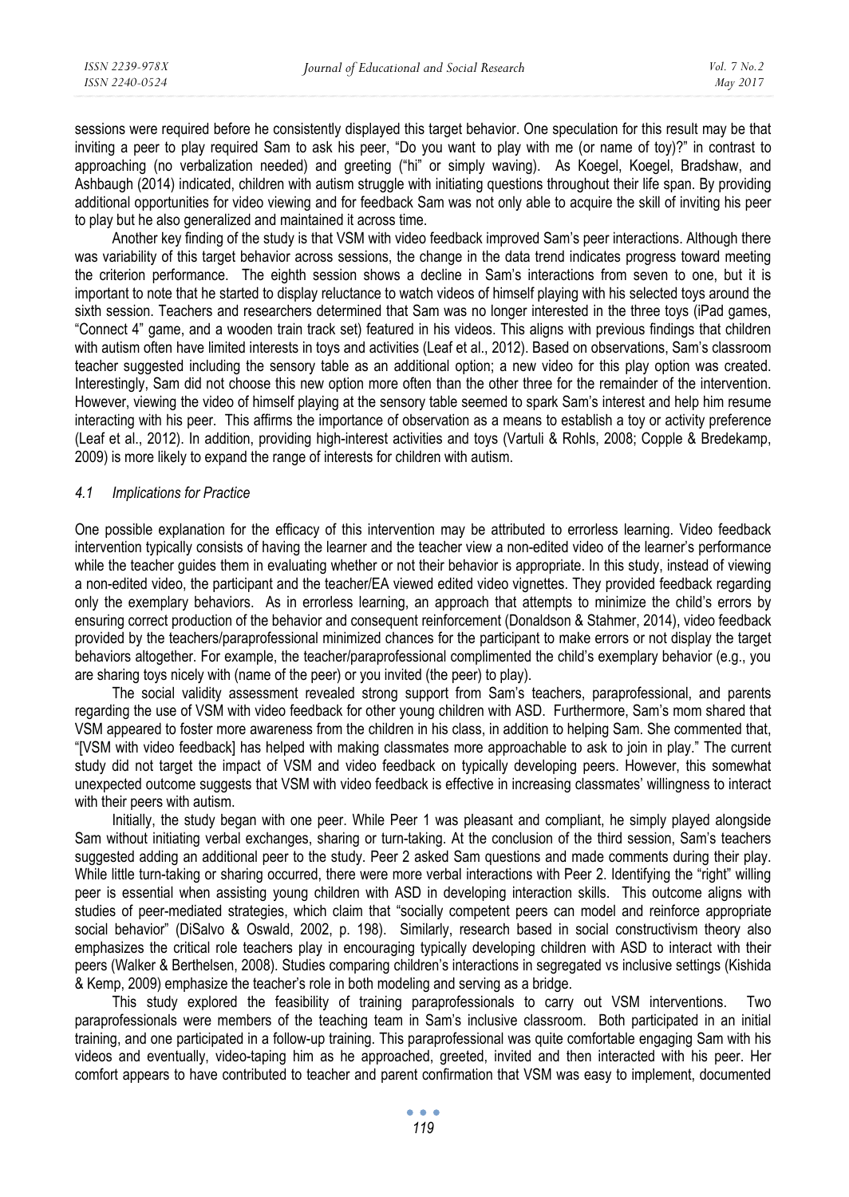sessions were required before he consistently displayed this target behavior. One speculation for this result may be that inviting a peer to play required Sam to ask his peer, "Do you want to play with me (or name of toy)?" in contrast to approaching (no verbalization needed) and greeting ("hi" or simply waving). As Koegel, Koegel, Bradshaw, and Ashbaugh (2014) indicated, children with autism struggle with initiating questions throughout their life span. By providing additional opportunities for video viewing and for feedback Sam was not only able to acquire the skill of inviting his peer to play but he also generalized and maintained it across time.

Another key finding of the study is that VSM with video feedback improved Sam's peer interactions. Although there was variability of this target behavior across sessions, the change in the data trend indicates progress toward meeting the criterion performance. The eighth session shows a decline in Sam's interactions from seven to one, but it is important to note that he started to display reluctance to watch videos of himself playing with his selected toys around the sixth session. Teachers and researchers determined that Sam was no longer interested in the three toys (iPad games, "Connect 4" game, and a wooden train track set) featured in his videos. This aligns with previous findings that children with autism often have limited interests in toys and activities (Leaf et al., 2012). Based on observations, Sam's classroom teacher suggested including the sensory table as an additional option; a new video for this play option was created. Interestingly, Sam did not choose this new option more often than the other three for the remainder of the intervention. However, viewing the video of himself playing at the sensory table seemed to spark Sam's interest and help him resume interacting with his peer. This affirms the importance of observation as a means to establish a toy or activity preference (Leaf et al., 2012). In addition, providing high-interest activities and toys (Vartuli & Rohls, 2008; Copple & Bredekamp, 2009) is more likely to expand the range of interests for children with autism.

### *4.1 Implications for Practice*

One possible explanation for the efficacy of this intervention may be attributed to errorless learning. Video feedback intervention typically consists of having the learner and the teacher view a non-edited video of the learner's performance while the teacher guides them in evaluating whether or not their behavior is appropriate. In this study, instead of viewing a non-edited video, the participant and the teacher/EA viewed edited video vignettes. They provided feedback regarding only the exemplary behaviors. As in errorless learning, an approach that attempts to minimize the child's errors by ensuring correct production of the behavior and consequent reinforcement (Donaldson & Stahmer, 2014), video feedback provided by the teachers/paraprofessional minimized chances for the participant to make errors or not display the target behaviors altogether. For example, the teacher/paraprofessional complimented the child's exemplary behavior (e.g., you are sharing toys nicely with (name of the peer) or you invited (the peer) to play).

The social validity assessment revealed strong support from Sam's teachers, paraprofessional, and parents regarding the use of VSM with video feedback for other young children with ASD. Furthermore, Sam's mom shared that VSM appeared to foster more awareness from the children in his class, in addition to helping Sam. She commented that, "[VSM with video feedback] has helped with making classmates more approachable to ask to join in play." The current study did not target the impact of VSM and video feedback on typically developing peers. However, this somewhat unexpected outcome suggests that VSM with video feedback is effective in increasing classmates' willingness to interact with their peers with autism.

Initially, the study began with one peer. While Peer 1 was pleasant and compliant, he simply played alongside Sam without initiating verbal exchanges, sharing or turn-taking. At the conclusion of the third session, Sam's teachers suggested adding an additional peer to the study. Peer 2 asked Sam questions and made comments during their play. While little turn-taking or sharing occurred, there were more verbal interactions with Peer 2. Identifying the "right" willing peer is essential when assisting young children with ASD in developing interaction skills. This outcome aligns with studies of peer-mediated strategies, which claim that "socially competent peers can model and reinforce appropriate social behavior" (DiSalvo & Oswald, 2002, p. 198). Similarly, research based in social constructivism theory also emphasizes the critical role teachers play in encouraging typically developing children with ASD to interact with their peers (Walker & Berthelsen, 2008). Studies comparing children's interactions in segregated vs inclusive settings (Kishida & Kemp, 2009) emphasize the teacher's role in both modeling and serving as a bridge.

This study explored the feasibility of training paraprofessionals to carry out VSM interventions. Two paraprofessionals were members of the teaching team in Sam's inclusive classroom. Both participated in an initial training, and one participated in a follow-up training. This paraprofessional was quite comfortable engaging Sam with his videos and eventually, video-taping him as he approached, greeted, invited and then interacted with his peer. Her comfort appears to have contributed to teacher and parent confirmation that VSM was easy to implement, documented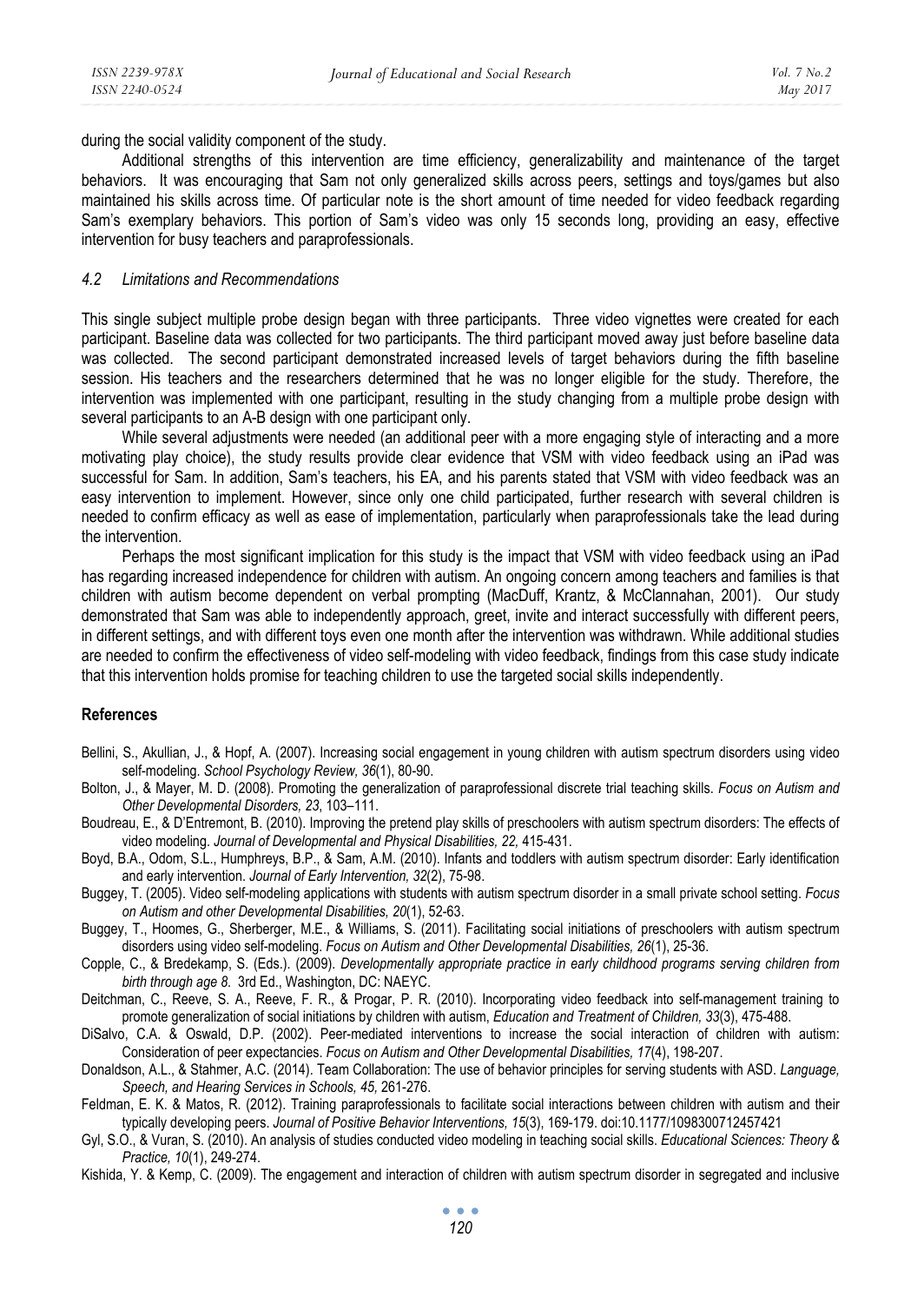during the social validity component of the study.

Additional strengths of this intervention are time efficiency, generalizability and maintenance of the target behaviors. It was encouraging that Sam not only generalized skills across peers, settings and toys/games but also maintained his skills across time. Of particular note is the short amount of time needed for video feedback regarding Sam's exemplary behaviors. This portion of Sam's video was only 15 seconds long, providing an easy, effective intervention for busy teachers and paraprofessionals.

### *4.2 Limitations and Recommendations*

This single subject multiple probe design began with three participants. Three video vignettes were created for each participant. Baseline data was collected for two participants. The third participant moved away just before baseline data was collected. The second participant demonstrated increased levels of target behaviors during the fifth baseline session. His teachers and the researchers determined that he was no longer eligible for the study. Therefore, the intervention was implemented with one participant, resulting in the study changing from a multiple probe design with several participants to an A-B design with one participant only.

While several adjustments were needed (an additional peer with a more engaging style of interacting and a more motivating play choice), the study results provide clear evidence that VSM with video feedback using an iPad was successful for Sam. In addition, Sam's teachers, his EA, and his parents stated that VSM with video feedback was an easy intervention to implement. However, since only one child participated, further research with several children is needed to confirm efficacy as well as ease of implementation, particularly when paraprofessionals take the lead during the intervention.

Perhaps the most significant implication for this study is the impact that VSM with video feedback using an iPad has regarding increased independence for children with autism. An ongoing concern among teachers and families is that children with autism become dependent on verbal prompting (MacDuff, Krantz, & McClannahan, 2001). Our study demonstrated that Sam was able to independently approach, greet, invite and interact successfully with different peers, in different settings, and with different toys even one month after the intervention was withdrawn. While additional studies are needed to confirm the effectiveness of video self-modeling with video feedback, findings from this case study indicate that this intervention holds promise for teaching children to use the targeted social skills independently.

## References

Bellini, S., Akullian, J., & Hopf, A. (2007). Increasing social engagement in young children with autism spectrum disorders using video self-modeling. *School Psychology Review, 36*(1), 80-90.

Bolton, J., & Mayer, M. D. (2008). Promoting the generalization of paraprofessional discrete trial teaching skills. *Focus on Autism and Other Developmental Disorders, 23*, 103–111.

Boudreau, E., & D'Entremont, B. (2010). Improving the pretend play skills of preschoolers with autism spectrum disorders: The effects of video modeling. *Journal of Developmental and Physical Disabilities, 22,* 415-431.

Boyd, B.A., Odom, S.L., Humphreys, B.P., & Sam, A.M. (2010). Infants and toddlers with autism spectrum disorder: Early identification and early intervention. *Journal of Early Intervention, 32*(2), 75-98.

Buggey, T. (2005). Video self-modeling applications with students with autism spectrum disorder in a small private school setting. *Focus on Autism and other Developmental Disabilities, 20*(1), 52-63.

Buggey, T., Hoomes, G., Sherberger, M.E., & Williams, S. (2011). Facilitating social initiations of preschoolers with autism spectrum disorders using video self-modeling. *Focus on Autism and Other Developmental Disabilities, 26*(1), 25-36.

Copple, C., & Bredekamp, S. (Eds.). (2009). *Developmentally appropriate practice in early childhood programs serving children from birth through age 8.* 3rd Ed., Washington, DC: NAEYC.

Deitchman, C., Reeve, S. A., Reeve, F. R., & Progar, P. R. (2010). Incorporating video feedback into self-management training to promote generalization of social initiations by children with autism, *Education and Treatment of Children, 33*(3), 475-488.

DiSalvo, C.A. & Oswald, D.P. (2002). Peer-mediated interventions to increase the social interaction of children with autism: Consideration of peer expectancies. *Focus on Autism and Other Developmental Disabilities, 17*(4), 198-207.

Donaldson, A.L., & Stahmer, A.C. (2014). Team Collaboration: The use of behavior principles for serving students with ASD. *Language, Speech, and Hearing Services in Schools, 45,* 261-276.

Feldman, E. K. & Matos, R. (2012). Training paraprofessionals to facilitate social interactions between children with autism and their typically developing peers. *Journal of Positive Behavior Interventions, 15*(3), 169-179. doi:10.1177/1098300712457421

Gyl, S.O., & Vuran, S. (2010). An analysis of studies conducted video modeling in teaching social skills. *Educational Sciences: Theory & Practice, 10*(1), 249-274.

Kishida, Y. & Kemp, C. (2009). The engagement and interaction of children with autism spectrum disorder in segregated and inclusive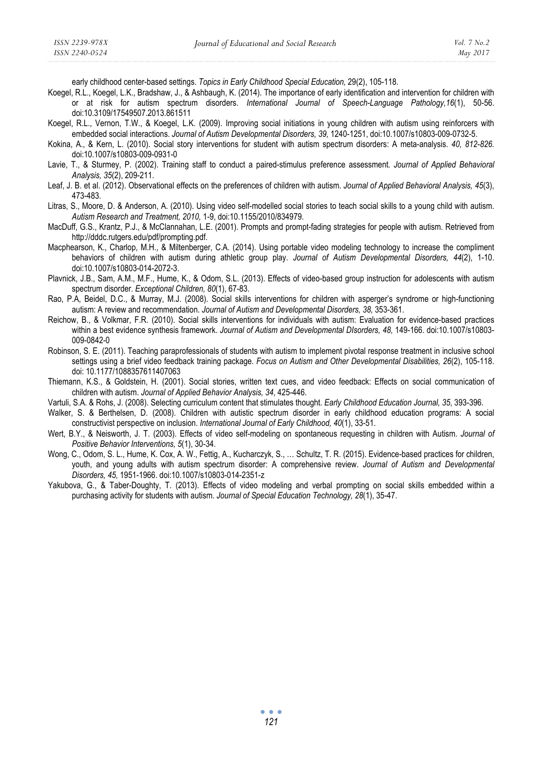early childhood center-based settings. *Topics in Early Childhood Special Education,* 29(2), 105-118.

Koegel, R.L., Koegel, L.K., Bradshaw, J., & Ashbaugh, K. (2014). The importance of early identification and intervention for children with or at risk for autism spectrum disorders. *International Journal of Speech-Language Pathology,16*(1), 50-56. doi:10.3109/17549507.2013.861511

Koegel, R.L., Vernon, T.W., & Koegel, L.K. (2009). Improving social initiations in young children with autism using reinforcers with embedded social interactions. *Journal of Autism Developmental Disorders, 39,* 1240-1251, doi:10.1007/s10803-009-0732-5.

Kokina, A., & Kern, L. (2010). Social story interventions for student with autism spectrum disorders: A meta-analysis. *40, 812-826.* doi:10.1007/s10803-009-0931-0

Lavie, T., & Sturmey, P. (2002). Training staff to conduct a paired-stimulus preference assessment. *Journal of Applied Behavioral Analysis, 35*(2), 209-211.

Leaf, J. B. et al. (2012). Observational effects on the preferences of children with autism. *Journal of Applied Behavioral Analysis, 45*(3), 473-483.

Litras, S., Moore, D. & Anderson, A. (2010). Using video self-modelled social stories to teach social skills to a young child with autism. *Autism Research and Treatment, 2010,* 1-9, doi:10.1155/2010/834979.

MacDuff, G.S., Krantz, P.J., & McClannahan, L.E. (2001). Prompts and prompt-fading strategies for people with autism. Retrieved from http://dddc.rutgers.edu/pdf/prompting.pdf.

Macphearson, K., Charlop, M.H., & Miltenberger, C.A. (2014). Using portable video modeling technology to increase the compliment behaviors of children with autism during athletic group play. *Journal of Autism Developmental Disorders, 44*(2), 1-10. doi:10.1007/s10803-014-2072-3.

Plavnick, J.B., Sam, A.M., M.F., Hume, K., & Odom, S.L. (2013). Effects of video-based group instruction for adolescents with autism spectrum disorder. *Exceptional Children, 80*(1), 67-83.

Rao, P.A, Beidel, D.C., & Murray, M.J. (2008). Social skills interventions for children with asperger's syndrome or high-functioning autism: A review and recommendation. *Journal of Autism and Developmental Disorders, 38,* 353-361.

Reichow, B., & Volkmar, F.R. (2010). Social skills interventions for individuals with autism: Evaluation for evidence-based practices within a best evidence synthesis framework. *Journal of Autism and Developmental DIsorders, 48,* 149-166. doi:10.1007/s10803-009-0842-0

Robinson, S. E. (2011). Teaching paraprofessionals of students with autism to implement pivotal response treatment in inclusive school settings using a brief video feedback training package. *Focus on Autism and Other Developmental Disabilities, 26*(2), 105-118. doi: 10.1177/1088357611407063

Thiemann, K.S., & Goldstein, H. (2001). Social stories, written text cues, and video feedback: Effects on social communication of children with autism. *Journal of Applied Behavior Analysis, 34*, 425-446.

Vartuli, S.A. & Rohs, J. (2008). Selecting curriculum content that stimulates thought. *Early Childhood Education Journal, 35*, 393-396.

Walker, S. & Berthelsen, D. (2008). Children with autistic spectrum disorder in early childhood education programs: A social constructivist perspective on inclusion. *International Journal of Early Childhood, 40*(1), 33-51.

Wert, B.Y., & Neisworth, J. T. (2003). Effects of video self-modeling on spontaneous requesting in children with Autism. *Journal of Positive Behavior Interventions, 5*(1), 30-34.

Wong, C., Odom, S. L., Hume, K. Cox, A. W., Fettig, A., Kucharczyk, S., … Schultz, T. R. (2015). Evidence-based practices for children, youth, and young adults with autism spectrum disorder: A comprehensive review. *Journal of Autism and Developmental Disorders, 45,* 1951-1966. doi:10.1007/s10803-014-2351-z

Yakubova, G., & Taber-Doughty, T. (2013). Effects of video modeling and verbal prompting on social skills embedded within a purchasing activity for students with autism. *Journal of Special Education Technology, 28*(1), 35-47.